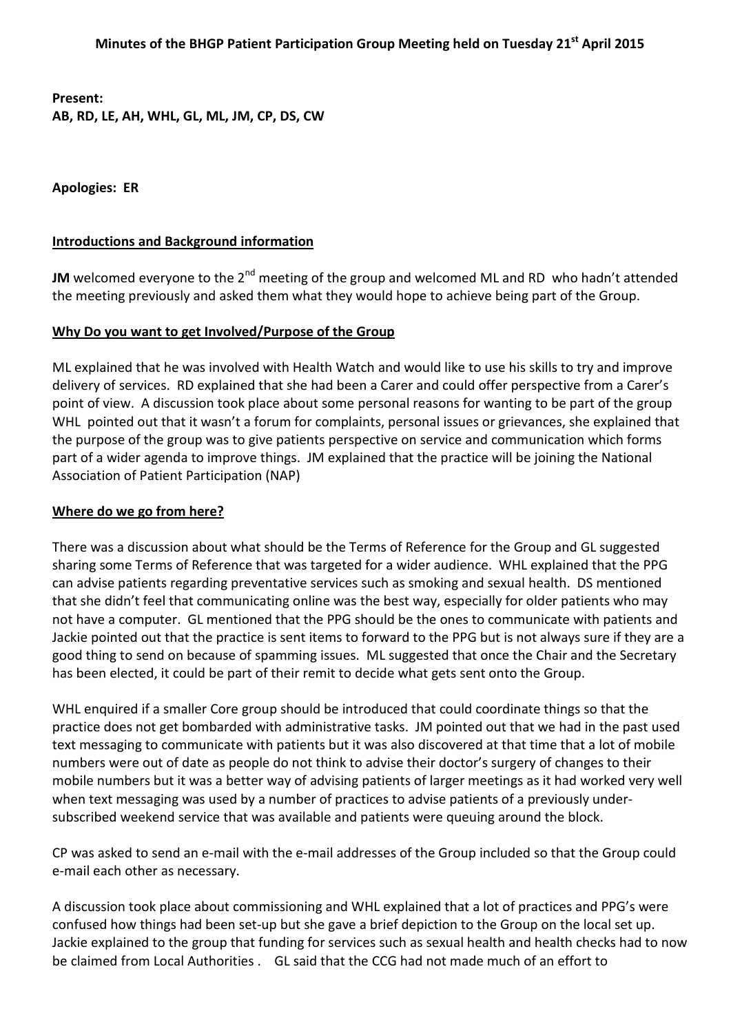# Minutes of the BHGP Patient Participation Group Meeting held on Tuesday 21st April 2015

**Present:**
**AB, RD, LE, AH, WHL, GL, ML, JM, CP, DS, CW**

**Apologies: ER**

## Introductions and Background information

**JM** welcomed everyone to the 2nd meeting of the group and welcomed ML and RD who hadn't attended the meeting previously and asked them what they would hope to achieve being part of the Group.

## Why Do you want to get Involved/Purpose of the Group

ML explained that he was involved with Health Watch and would like to use his skills to try and improve delivery of services. RD explained that she had been a Carer and could offer perspective from a Carer's point of view. A discussion took place about some personal reasons for wanting to be part of the group WHL pointed out that it wasn't a forum for complaints, personal issues or grievances, she explained that the purpose of the group was to give patients perspective on service and communication which forms part of a wider agenda to improve things. JM explained that the practice will be joining the National Association of Patient Participation (NAP)

## Where do we go from here?

There was a discussion about what should be the Terms of Reference for the Group and GL suggested sharing some Terms of Reference that was targeted for a wider audience. WHL explained that the PPG can advise patients regarding preventative services such as smoking and sexual health. DS mentioned that she didn't feel that communicating online was the best way, especially for older patients who may not have a computer. GL mentioned that the PPG should be the ones to communicate with patients and Jackie pointed out that the practice is sent items to forward to the PPG but is not always sure if they are a good thing to send on because of spamming issues. ML suggested that once the Chair and the Secretary has been elected, it could be part of their remit to decide what gets sent onto the Group.

WHL enquired if a smaller Core group should be introduced that could coordinate things so that the practice does not get bombarded with administrative tasks. JM pointed out that we had in the past used text messaging to communicate with patients but it was also discovered at that time that a lot of mobile numbers were out of date as people do not think to advise their doctor's surgery of changes to their mobile numbers but it was a better way of advising patients of larger meetings as it had worked very well when text messaging was used by a number of practices to advise patients of a previously under-subscribed weekend service that was available and patients were queuing around the block.

CP was asked to send an e-mail with the e-mail addresses of the Group included so that the Group could e-mail each other as necessary.

A discussion took place about commissioning and WHL explained that a lot of practices and PPG's were confused how things had been set-up but she gave a brief depiction to the Group on the local set up. Jackie explained to the group that funding for services such as sexual health and health checks had to now be claimed from Local Authorities . GL said that the CCG had not made much of an effort to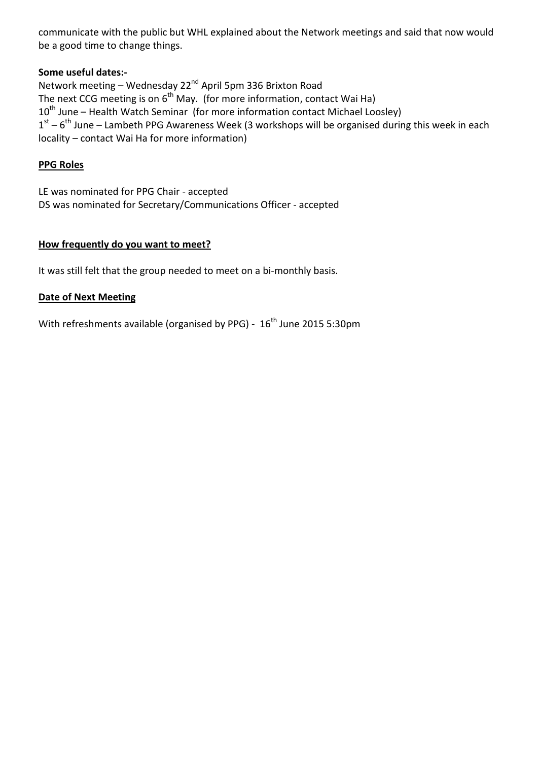communicate with the public but WHL explained about the Network meetings and said that now would be a good time to change things.

**Some useful dates:-**

Network meeting – Wednesday 22nd April 5pm 336 Brixton Road
The next CCG meeting is on 6th May. (for more information, contact Wai Ha)
10th June – Health Watch Seminar (for more information contact Michael Loosley)
1st – 6th June – Lambeth PPG Awareness Week (3 workshops will be organised during this week in each locality – contact Wai Ha for more information)

**PPG Roles**

LE was nominated for PPG Chair - accepted
DS was nominated for Secretary/Communications Officer - accepted

**How frequently do you want to meet?**

It was still felt that the group needed to meet on a bi-monthly basis.

**Date of Next Meeting**

With refreshments available (organised by PPG) - 16th June 2015 5:30pm